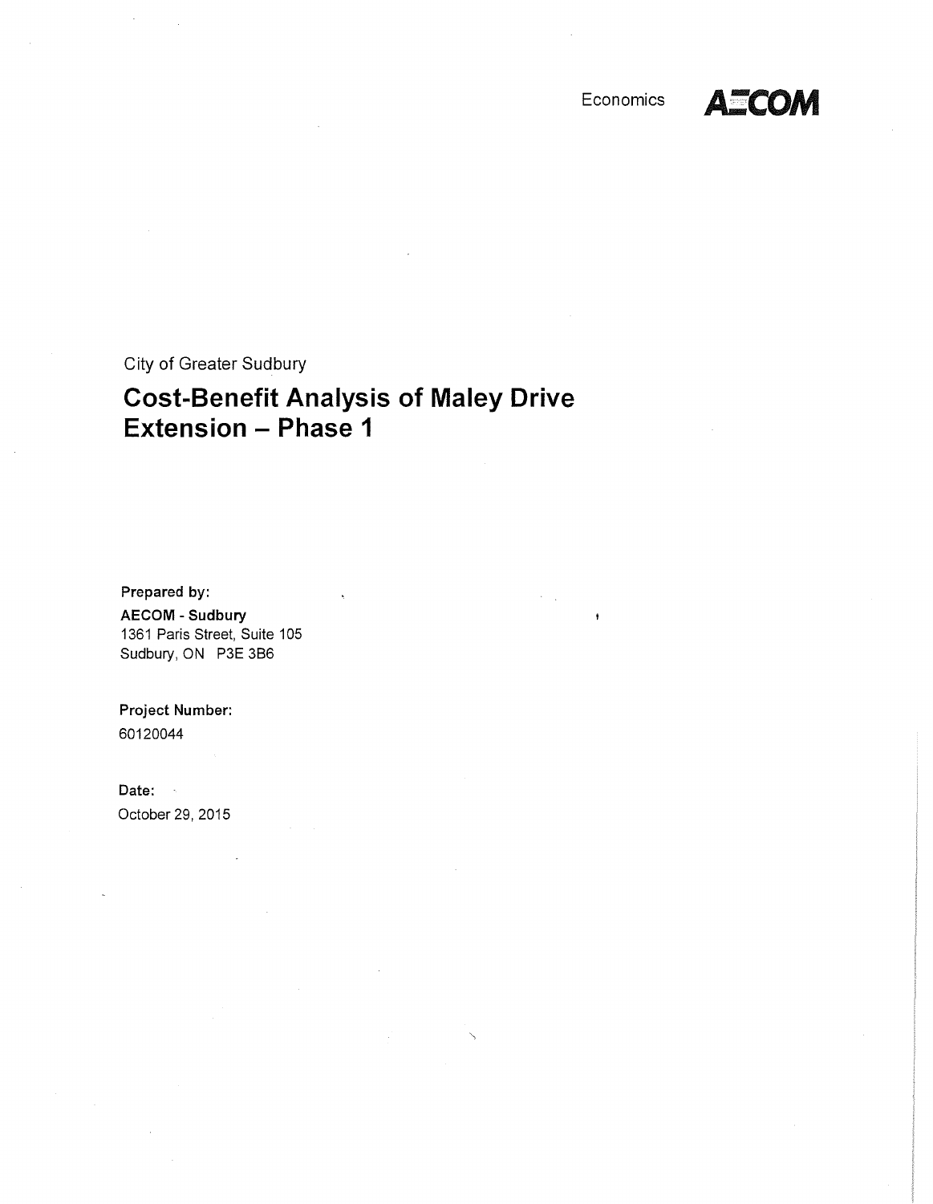Economics AECOM

City of Greater Sudbury

# Cost-Benefit Analysis of Maley Drive Extension – Phase 1

**Prepared by:**

**AECOM - Sudbury**
1361 Paris Street, Suite 105
Sudbury, ON P3E 3B6

**Project Number:**
60120044

**Date:**
October 29, 2015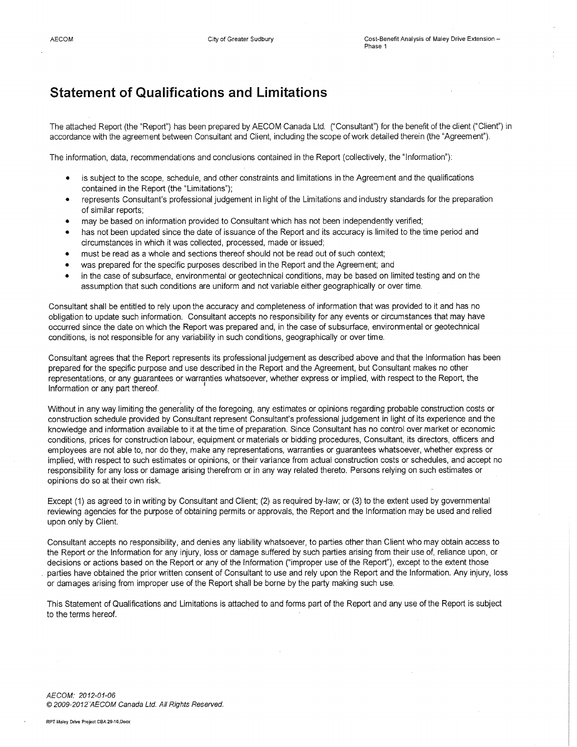# Statement of Qualifications and Limitations

The attached Report (the "Report") has been prepared by AECOM Canada Ltd. ("Consultant") for the benefit of the client ("Client") in accordance with the agreement between Consultant and Client, including the scope of work detailed therein (the "Agreement").

The information, data, recommendations and conclusions contained in the Report (collectively, the "Information"):

- is subject to the scope, schedule, and other constraints and limitations in the Agreement and the qualifications contained in the Report (the "Limitations");
- represents Consultant's professional judgement in light of the Limitations and industry standards for the preparation of similar reports;
- may be based on information provided to Consultant which has not been independently verified;
- has not been updated since the date of issuance of the Report and its accuracy is limited to the time period and circumstances in which it was collected, processed, made or issued;
- must be read as a whole and sections thereof should not be read out of such context;
- was prepared for the specific purposes described in the Report and the Agreement; and
- in the case of subsurface, environmental or geotechnical conditions, may be based on limited testing and on the assumption that such conditions are uniform and not variable either geographically or over time.

Consultant shall be entitled to rely upon the accuracy and completeness of information that was provided to it and has no obligation to update such information. Consultant accepts no responsibility for any events or circumstances that may have occurred since the date on which the Report was prepared and, in the case of subsurface, environmental or geotechnical conditions, is not responsible for any variability in such conditions, geographically or over time.

Consultant agrees that the Report represents its professional judgement as described above and that the Information has been prepared for the specific purpose and use described in the Report and the Agreement, but Consultant makes no other representations, or any guarantees or warranties whatsoever, whether express or implied, with respect to the Report, the Information or any part thereof.

Without in any way limiting the generality of the foregoing, any estimates or opinions regarding probable construction costs or construction schedule provided by Consultant represent Consultant's professional judgement in light of its experience and the knowledge and information available to it at the time of preparation. Since Consultant has no control over market or economic conditions, prices for construction labour, equipment or materials or bidding procedures, Consultant, its directors, officers and employees are not able to, nor do they, make any representations, warranties or guarantees whatsoever, whether express or implied, with respect to such estimates or opinions, or their variance from actual construction costs or schedules, and accept no responsibility for any loss or damage arising therefrom or in any way related thereto. Persons relying on such estimates or opinions do so at their own risk.

Except (1) as agreed to in writing by Consultant and Client; (2) as required by-law; or (3) to the extent used by governmental reviewing agencies for the purpose of obtaining permits or approvals, the Report and the Information may be used and relied upon only by Client.

Consultant accepts no responsibility, and denies any liability whatsoever, to parties other than Client who may obtain access to the Report or the Information for any injury, loss or damage suffered by such parties arising from their use of, reliance upon, or decisions or actions based on the Report or any of the Information ("improper use of the Report"), except to the extent those parties have obtained the prior written consent of Consultant to use and rely upon the Report and the Information. Any injury, loss or damages arising from improper use of the Report shall be borne by the party making such use.

This Statement of Qualifications and Limitations is attached to and forms part of the Report and any use of the Report is subject to the terms hereof.

*AECOM: 2012-01-06*
*© 2009-2012 AECOM Canada Ltd. All Rights Reserved.*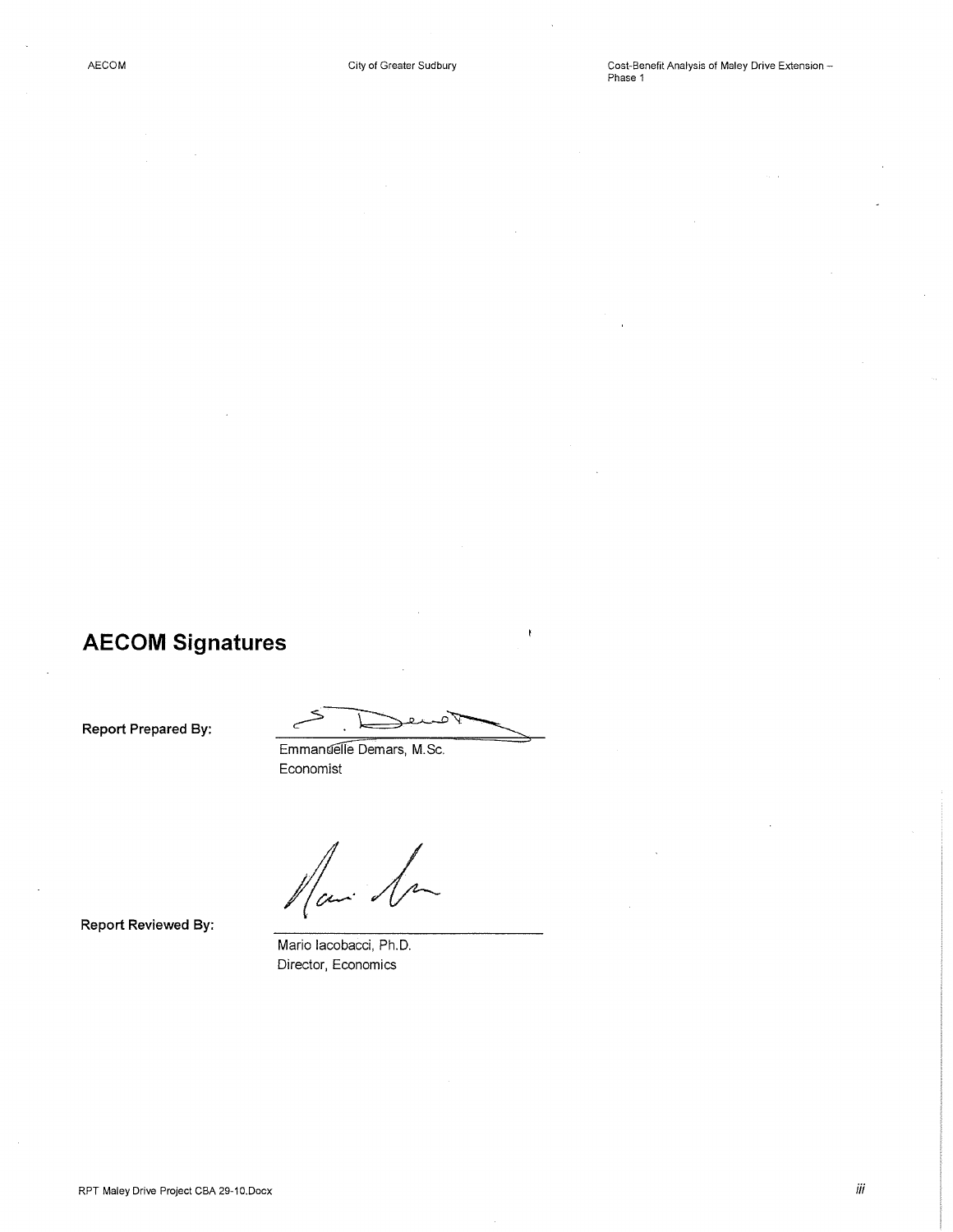# AECOM Signatures

**Report Prepared By:**

Emmanuelle Demars, M.Sc.
Economist

**Report Reviewed By:**

Mario Iacobacci, Ph.D.
Director, Economics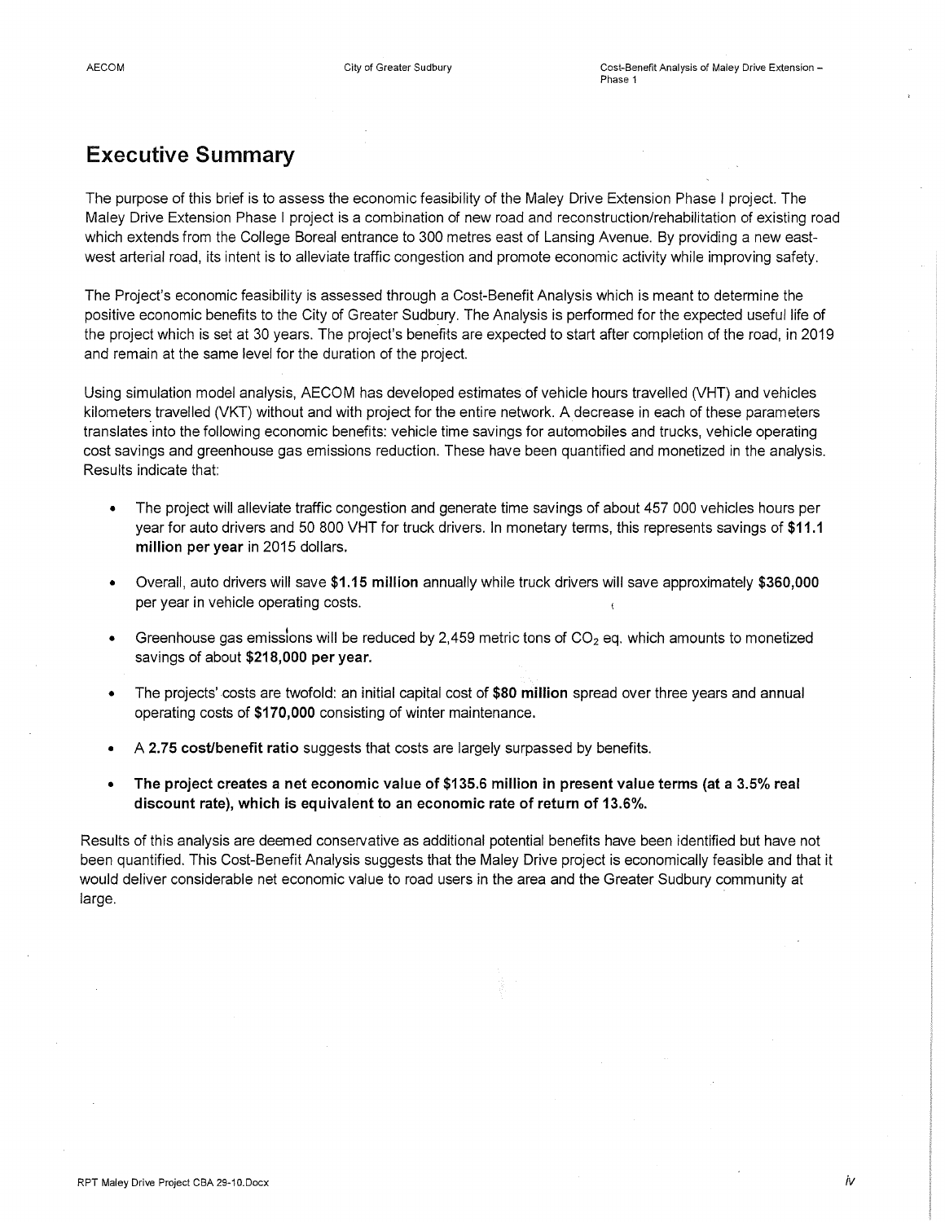# Executive Summary

The purpose of this brief is to assess the economic feasibility of the Maley Drive Extension Phase I project. The Maley Drive Extension Phase I project is a combination of new road and reconstruction/rehabilitation of existing road which extends from the College Boreal entrance to 300 metres east of Lansing Avenue. By providing a new east-west arterial road, its intent is to alleviate traffic congestion and promote economic activity while improving safety.

The Project's economic feasibility is assessed through a Cost-Benefit Analysis which is meant to determine the positive economic benefits to the City of Greater Sudbury. The Analysis is performed for the expected useful life of the project which is set at 30 years. The project's benefits are expected to start after completion of the road, in 2019 and remain at the same level for the duration of the project.

Using simulation model analysis, AECOM has developed estimates of vehicle hours travelled (VHT) and vehicles kilometers travelled (VKT) without and with project for the entire network. A decrease in each of these parameters translates into the following economic benefits: vehicle time savings for automobiles and trucks, vehicle operating cost savings and greenhouse gas emissions reduction. These have been quantified and monetized in the analysis. Results indicate that:

- The project will alleviate traffic congestion and generate time savings of about 457 000 vehicles hours per year for auto drivers and 50 800 VHT for truck drivers. In monetary terms, this represents savings of **$11.1 million per year** in 2015 dollars.
- Overall, auto drivers will save **$1.15 million** annually while truck drivers will save approximately **$360,000** per year in vehicle operating costs.
- Greenhouse gas emissions will be reduced by 2,459 metric tons of $CO_2$ eq. which amounts to monetized savings of about **$218,000 per year.**
- The projects' costs are twofold: an initial capital cost of **$80 million** spread over three years and annual operating costs of **$170,000** consisting of winter maintenance.
- A **2.75 cost/benefit ratio** suggests that costs are largely surpassed by benefits.
- **The project creates a net economic value of $135.6 million in present value terms (at a 3.5% real discount rate), which is equivalent to an economic rate of return of 13.6%.**

Results of this analysis are deemed conservative as additional potential benefits have been identified but have not been quantified. This Cost-Benefit Analysis suggests that the Maley Drive project is economically feasible and that it would deliver considerable net economic value to road users in the area and the Greater Sudbury community at large.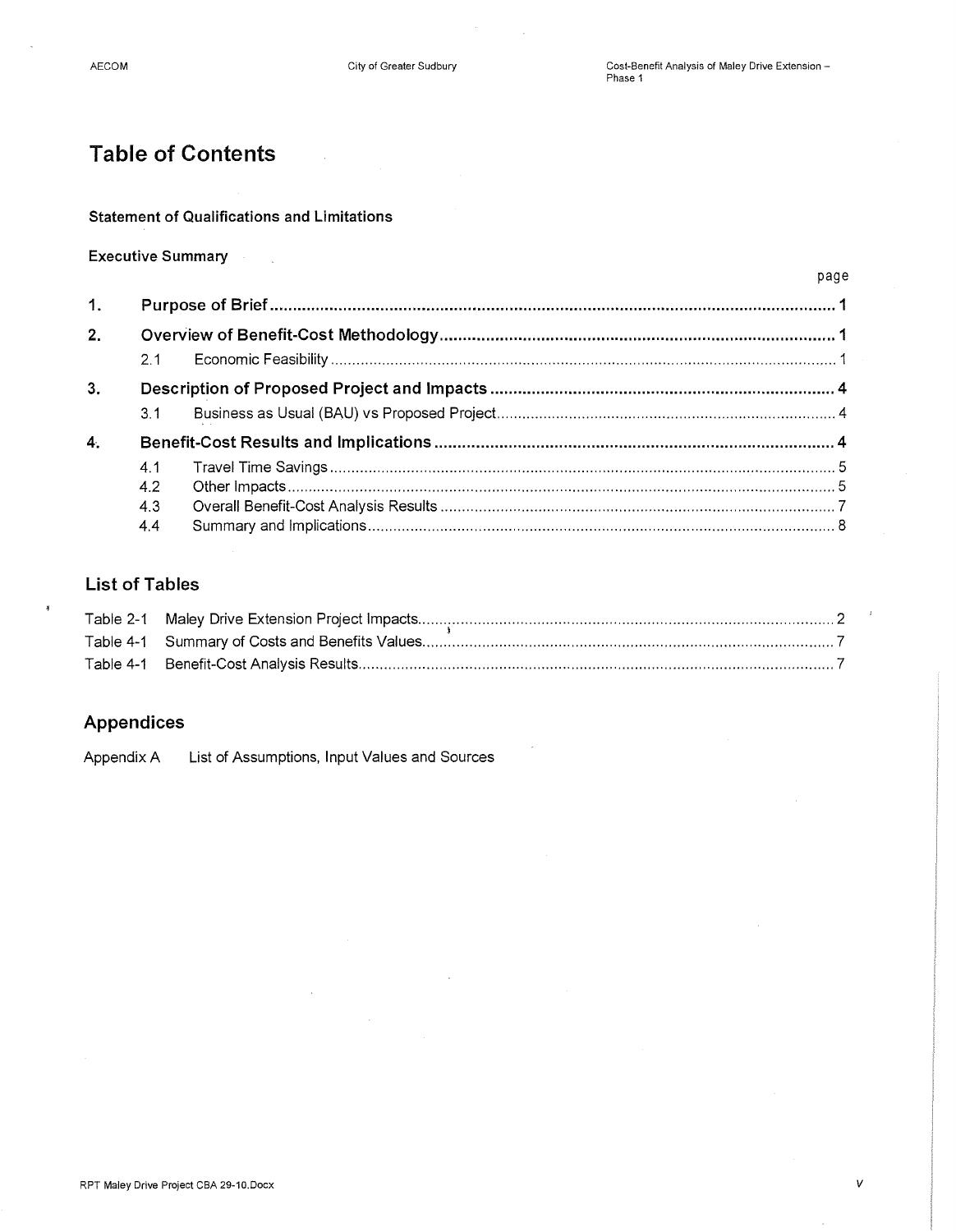# Table of Contents

**Statement of Qualifications and Limitations**

**Executive Summary**

| | | page |
|---|---|---|
| **1.** | **Purpose of Brief** | **1** |
| **2.** | **Overview of Benefit-Cost Methodology** | **1** |
| | 2.1 Economic Feasibility | 1 |
| **3.** | **Description of Proposed Project and Impacts** | **4** |
| | 3.1 Business as Usual (BAU) vs Proposed Project | 4 |
| **4.** | **Benefit-Cost Results and Implications** | **4** |
| | 4.1 Travel Time Savings | 5 |
| | 4.2 Other Impacts | 5 |
| | 4.3 Overall Benefit-Cost Analysis Results | 7 |
| | 4.4 Summary and Implications | 8 |

## List of Tables

| | | |
|---|---|---|
| Table 2-1 | Maley Drive Extension Project Impacts | 2 |
| Table 4-1 | Summary of Costs and Benefits Values | 7 |
| Table 4-1 | Benefit-Cost Analysis Results | 7 |

## Appendices

Appendix A List of Assumptions, Input Values and Sources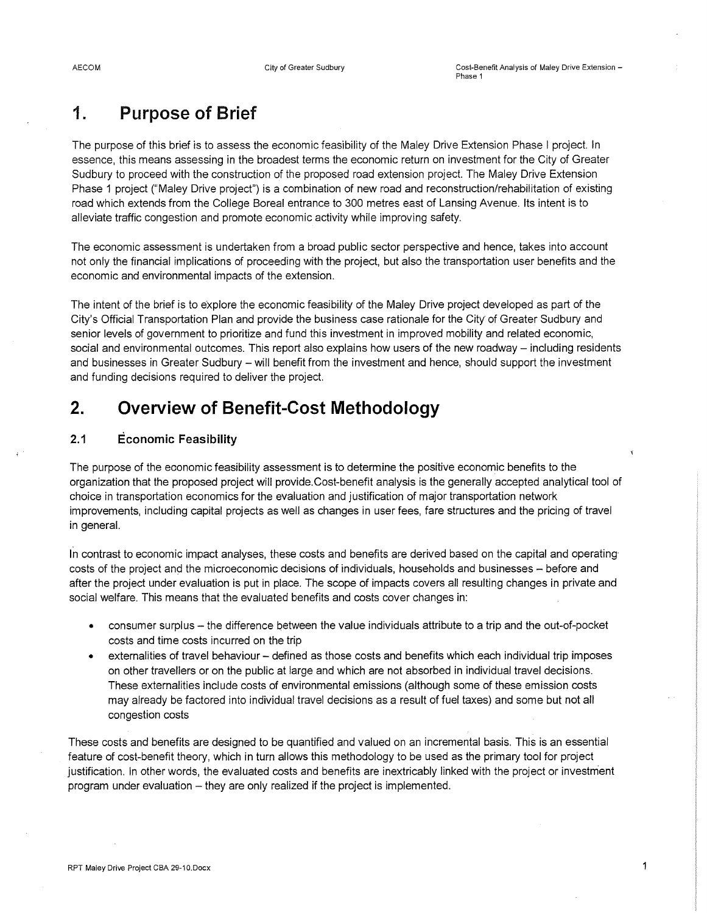# 1. Purpose of Brief

The purpose of this brief is to assess the economic feasibility of the Maley Drive Extension Phase I project. In essence, this means assessing in the broadest terms the economic return on investment for the City of Greater Sudbury to proceed with the construction of the proposed road extension project. The Maley Drive Extension Phase 1 project ("Maley Drive project") is a combination of new road and reconstruction/rehabilitation of existing road which extends from the College Boreal entrance to 300 metres east of Lansing Avenue. Its intent is to alleviate traffic congestion and promote economic activity while improving safety.

The economic assessment is undertaken from a broad public sector perspective and hence, takes into account not only the financial implications of proceeding with the project, but also the transportation user benefits and the economic and environmental impacts of the extension.

The intent of the brief is to explore the economic feasibility of the Maley Drive project developed as part of the City's Official Transportation Plan and provide the business case rationale for the City of Greater Sudbury and senior levels of government to prioritize and fund this investment in improved mobility and related economic, social and environmental outcomes. This report also explains how users of the new roadway – including residents and businesses in Greater Sudbury – will benefit from the investment and hence, should support the investment and funding decisions required to deliver the project.

# 2. Overview of Benefit-Cost Methodology

## 2.1 Economic Feasibility

The purpose of the economic feasibility assessment is to determine the positive economic benefits to the organization that the proposed project will provide.Cost-benefit analysis is the generally accepted analytical tool of choice in transportation economics for the evaluation and justification of major transportation network improvements, including capital projects as well as changes in user fees, fare structures and the pricing of travel in general.

In contrast to economic impact analyses, these costs and benefits are derived based on the capital and operating costs of the project and the microeconomic decisions of individuals, households and businesses – before and after the project under evaluation is put in place. The scope of impacts covers all resulting changes in private and social welfare. This means that the evaluated benefits and costs cover changes in:

- consumer surplus – the difference between the value individuals attribute to a trip and the out-of-pocket costs and time costs incurred on the trip
- externalities of travel behaviour – defined as those costs and benefits which each individual trip imposes on other travellers or on the public at large and which are not absorbed in individual travel decisions. These externalities include costs of environmental emissions (although some of these emission costs may already be factored into individual travel decisions as a result of fuel taxes) and some but not all congestion costs

These costs and benefits are designed to be quantified and valued on an incremental basis. This is an essential feature of cost-benefit theory, which in turn allows this methodology to be used as the primary tool for project justification. In other words, the evaluated costs and benefits are inextricably linked with the project or investment program under evaluation – they are only realized if the project is implemented.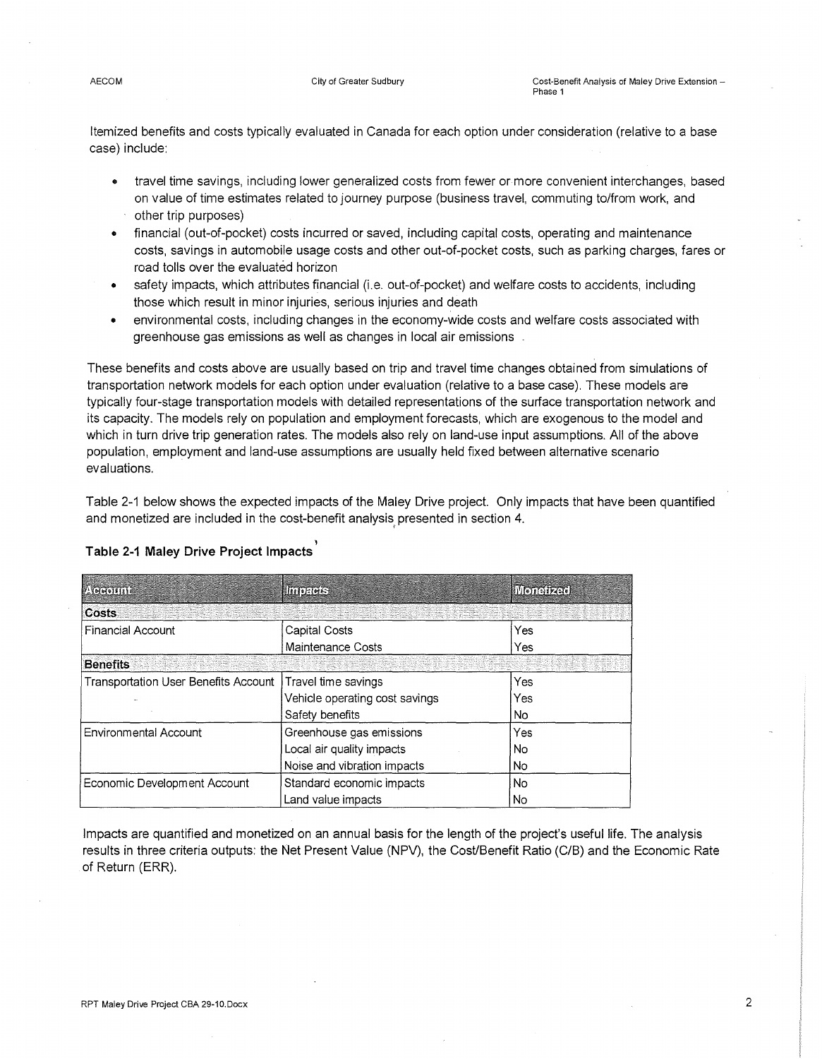Itemized benefits and costs typically evaluated in Canada for each option under consideration (relative to a base case) include:

- travel time savings, including lower generalized costs from fewer or more convenient interchanges, based on value of time estimates related to journey purpose (business travel, commuting to/from work, and other trip purposes)
- financial (out-of-pocket) costs incurred or saved, including capital costs, operating and maintenance costs, savings in automobile usage costs and other out-of-pocket costs, such as parking charges, fares or road tolls over the evaluated horizon
- safety impacts, which attributes financial (i.e. out-of-pocket) and welfare costs to accidents, including those which result in minor injuries, serious injuries and death
- environmental costs, including changes in the economy-wide costs and welfare costs associated with greenhouse gas emissions as well as changes in local air emissions

These benefits and costs above are usually based on trip and travel time changes obtained from simulations of transportation network models for each option under evaluation (relative to a base case). These models are typically four-stage transportation models with detailed representations of the surface transportation network and its capacity. The models rely on population and employment forecasts, which are exogenous to the model and which in turn drive trip generation rates. The models also rely on land-use input assumptions. All of the above population, employment and land-use assumptions are usually held fixed between alternative scenario evaluations.

Table 2-1 below shows the expected impacts of the Maley Drive project. Only impacts that have been quantified and monetized are included in the cost-benefit analysis presented in section 4.

**Table 2-1 Maley Drive Project Impacts**

| Account | Impacts | Monetized |
|---|---|---|
| **Costs** | | |
| Financial Account | Capital Costs | Yes |
| | Maintenance Costs | Yes |
| **Benefits** | | |
| Transportation User Benefits Account | Travel time savings | Yes |
| | Vehicle operating cost savings | Yes |
| | Safety benefits | No |
| Environmental Account | Greenhouse gas emissions | Yes |
| | Local air quality impacts | No |
| | Noise and vibration impacts | No |
| Economic Development Account | Standard economic impacts | No |
| | Land value impacts | No |

Impacts are quantified and monetized on an annual basis for the length of the project's useful life. The analysis results in three criteria outputs: the Net Present Value (NPV), the Cost/Benefit Ratio (C/B) and the Economic Rate of Return (ERR).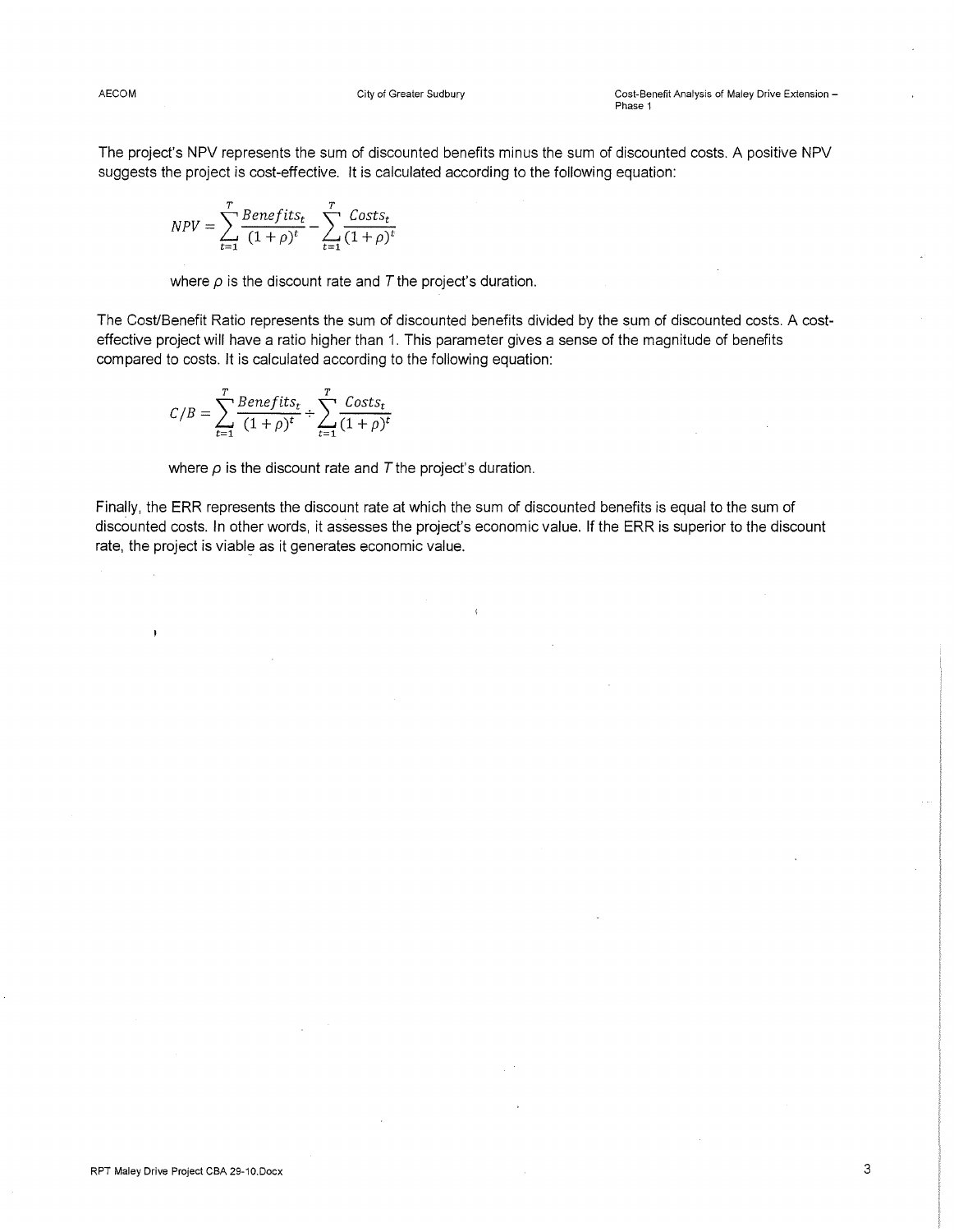The project's NPV represents the sum of discounted benefits minus the sum of discounted costs. A positive NPV suggests the project is cost-effective. It is calculated according to the following equation:

$$NPV = \sum_{t=1}^{T} \frac{Benefits_t}{(1+\rho)^t} - \sum_{t=1}^{T} \frac{Costs_t}{(1+\rho)^t}$$

where $\rho$ is the discount rate and $T$ the project's duration.

The Cost/Benefit Ratio represents the sum of discounted benefits divided by the sum of discounted costs. A cost-effective project will have a ratio higher than 1. This parameter gives a sense of the magnitude of benefits compared to costs. It is calculated according to the following equation:

$$C/B = \sum_{t=1}^{T} \frac{Benefits_t}{(1+\rho)^t} \div \sum_{t=1}^{T} \frac{Costs_t}{(1+\rho)^t}$$

where $\rho$ is the discount rate and $T$ the project's duration.

Finally, the ERR represents the discount rate at which the sum of discounted benefits is equal to the sum of discounted costs. In other words, it assesses the project's economic value. If the ERR is superior to the discount rate, the project is viable as it generates economic value.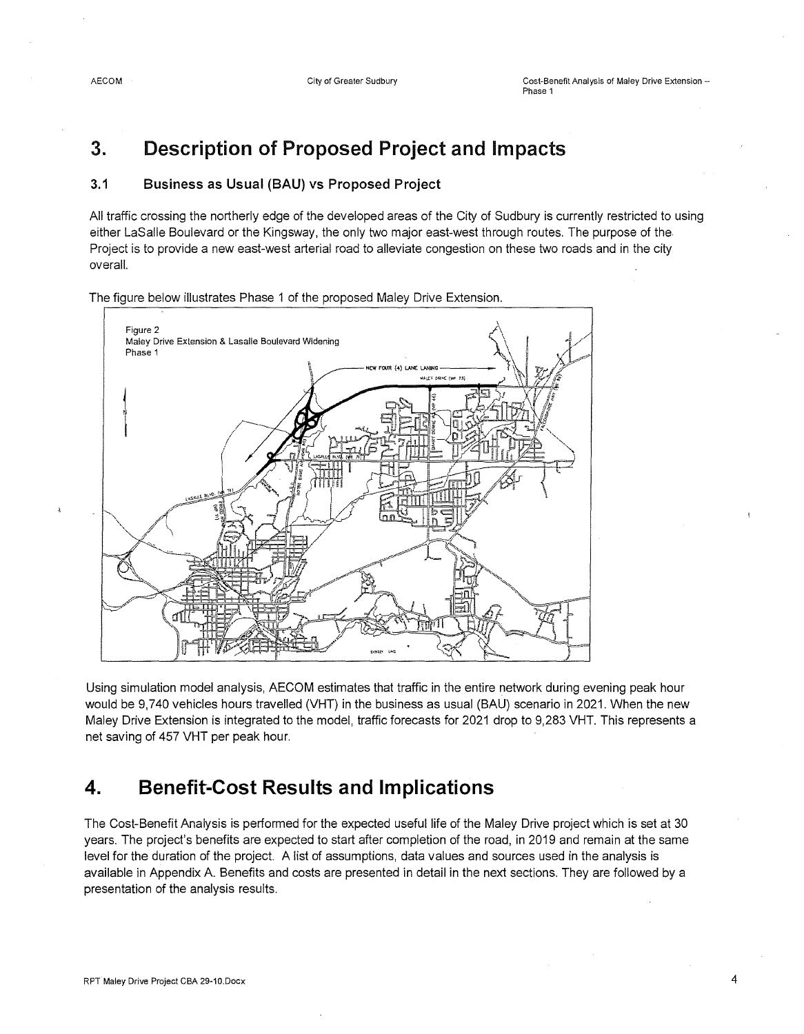# 3. Description of Proposed Project and Impacts

## 3.1 Business as Usual (BAU) vs Proposed Project

All traffic crossing the northerly edge of the developed areas of the City of Sudbury is currently restricted to using either LaSalle Boulevard or the Kingsway, the only two major east-west through routes. The purpose of the Project is to provide a new east-west arterial road to alleviate congestion on these two roads and in the city overall.

The figure below illustrates Phase 1 of the proposed Maley Drive Extension.

Figure 2
Maley Drive Extension & Lasalle Boulevard Widening
Phase 1

Using simulation model analysis, AECOM estimates that traffic in the entire network during evening peak hour would be 9,740 vehicles hours travelled (VHT) in the business as usual (BAU) scenario in 2021. When the new Maley Drive Extension is integrated to the model, traffic forecasts for 2021 drop to 9,283 VHT. This represents a net saving of 457 VHT per peak hour.

# 4. Benefit-Cost Results and Implications

The Cost-Benefit Analysis is performed for the expected useful life of the Maley Drive project which is set at 30 years. The project's benefits are expected to start after completion of the road, in 2019 and remain at the same level for the duration of the project. A list of assumptions, data values and sources used in the analysis is available in Appendix A. Benefits and costs are presented in detail in the next sections. They are followed by a presentation of the analysis results.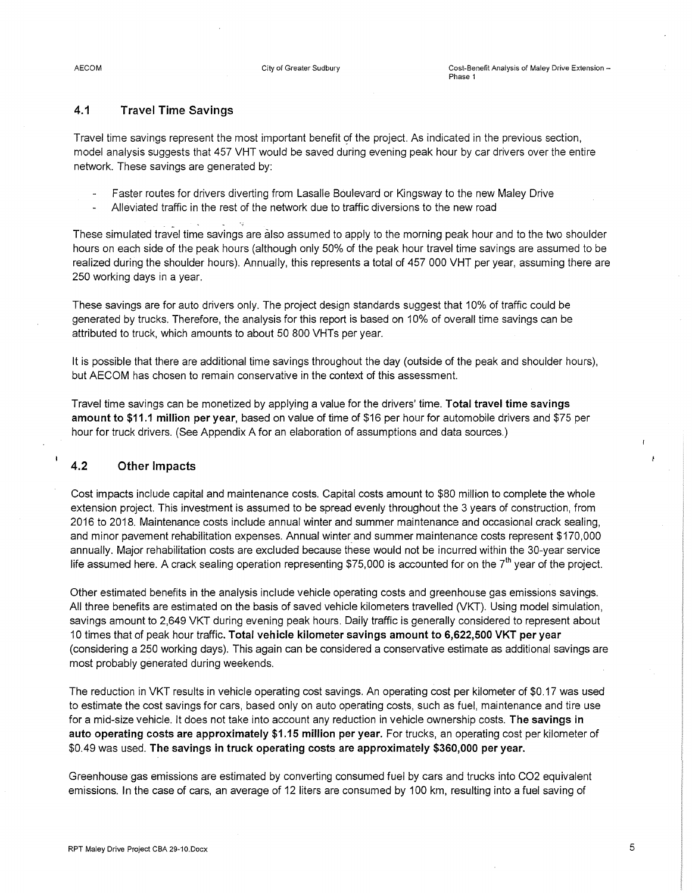## 4.1 Travel Time Savings

Travel time savings represent the most important benefit of the project. As indicated in the previous section, model analysis suggests that 457 VHT would be saved during evening peak hour by car drivers over the entire network. These savings are generated by:

- Faster routes for drivers diverting from Lasalle Boulevard or Kingsway to the new Maley Drive
- Alleviated traffic in the rest of the network due to traffic diversions to the new road

These simulated travel time savings are also assumed to apply to the morning peak hour and to the two shoulder hours on each side of the peak hours (although only 50% of the peak hour travel time savings are assumed to be realized during the shoulder hours). Annually, this represents a total of 457 000 VHT per year, assuming there are 250 working days in a year.

These savings are for auto drivers only. The project design standards suggest that 10% of traffic could be generated by trucks. Therefore, the analysis for this report is based on 10% of overall time savings can be attributed to truck, which amounts to about 50 800 VHTs per year.

It is possible that there are additional time savings throughout the day (outside of the peak and shoulder hours), but AECOM has chosen to remain conservative in the context of this assessment.

Travel time savings can be monetized by applying a value for the drivers' time. **Total travel time savings amount to $11.1 million per year**, based on value of time of $16 per hour for automobile drivers and $75 per hour for truck drivers. (See Appendix A for an elaboration of assumptions and data sources.)

## 4.2 Other Impacts

Cost impacts include capital and maintenance costs. Capital costs amount to $80 million to complete the whole extension project. This investment is assumed to be spread evenly throughout the 3 years of construction, from 2016 to 2018. Maintenance costs include annual winter and summer maintenance and occasional crack sealing, and minor pavement rehabilitation expenses. Annual winter and summer maintenance costs represent $170,000 annually. Major rehabilitation costs are excluded because these would not be incurred within the 30-year service life assumed here. A crack sealing operation representing $75,000 is accounted for on the 7th year of the project.

Other estimated benefits in the analysis include vehicle operating costs and greenhouse gas emissions savings. All three benefits are estimated on the basis of saved vehicle kilometers travelled (VKT). Using model simulation, savings amount to 2,649 VKT during evening peak hours. Daily traffic is generally considered to represent about 10 times that of peak hour traffic. **Total vehicle kilometer savings amount to 6,622,500 VKT per year** (considering a 250 working days). This again can be considered a conservative estimate as additional savings are most probably generated during weekends.

The reduction in VKT results in vehicle operating cost savings. An operating cost per kilometer of $0.17 was used to estimate the cost savings for cars, based only on auto operating costs, such as fuel, maintenance and tire use for a mid-size vehicle. It does not take into account any reduction in vehicle ownership costs. **The savings in auto operating costs are approximately $1.15 million per year.** For trucks, an operating cost per kilometer of $0.49 was used. **The savings in truck operating costs are approximately $360,000 per year.**

Greenhouse gas emissions are estimated by converting consumed fuel by cars and trucks into $CO_2$ equivalent emissions. In the case of cars, an average of 12 liters are consumed by 100 km, resulting into a fuel saving of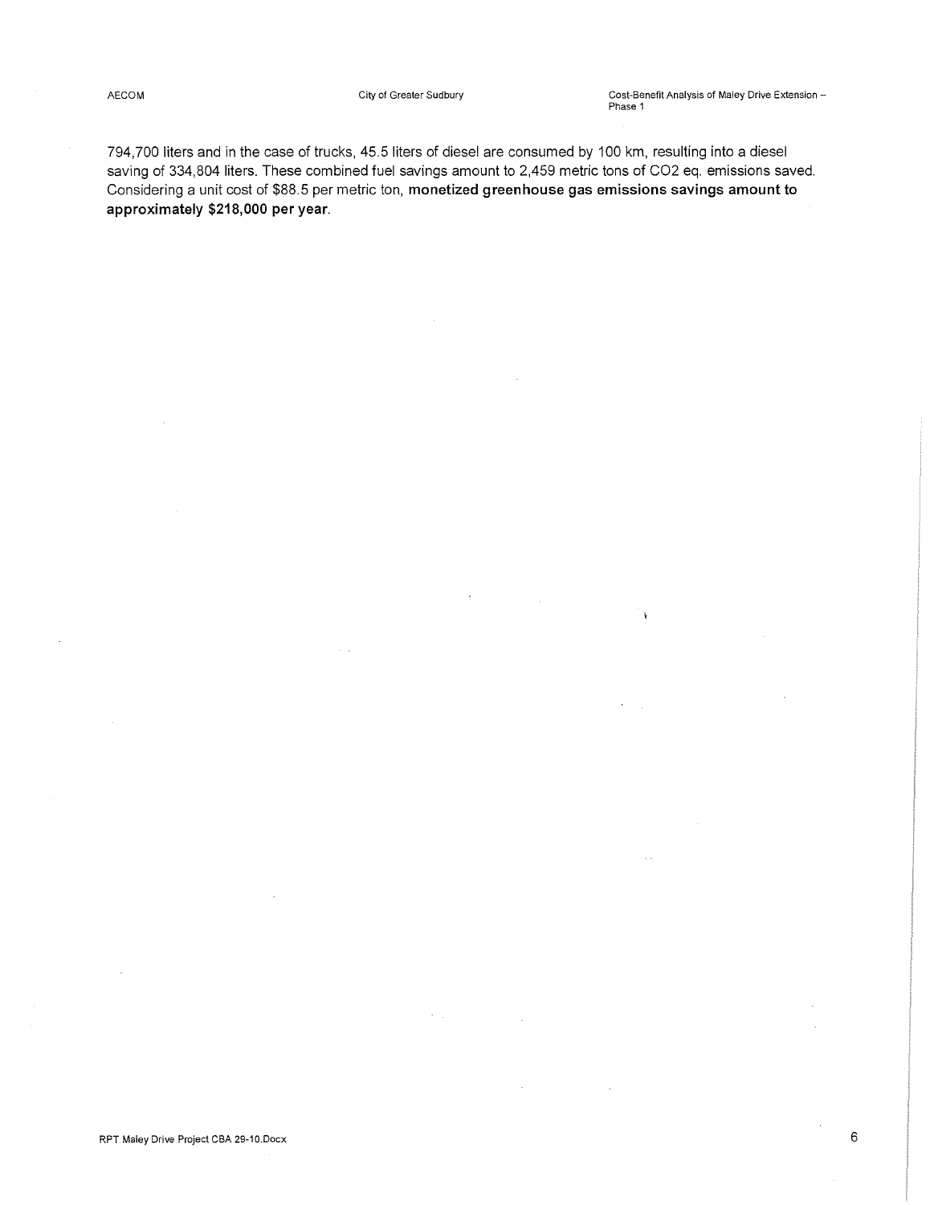794,700 liters and in the case of trucks, 45.5 liters of diesel are consumed by 100 km, resulting into a diesel saving of 334,804 liters. These combined fuel savings amount to 2,459 metric tons of $CO_2$ eq. emissions saved. Considering a unit cost of $88.5 per metric ton, **monetized greenhouse gas emissions savings amount to approximately $218,000 per year.**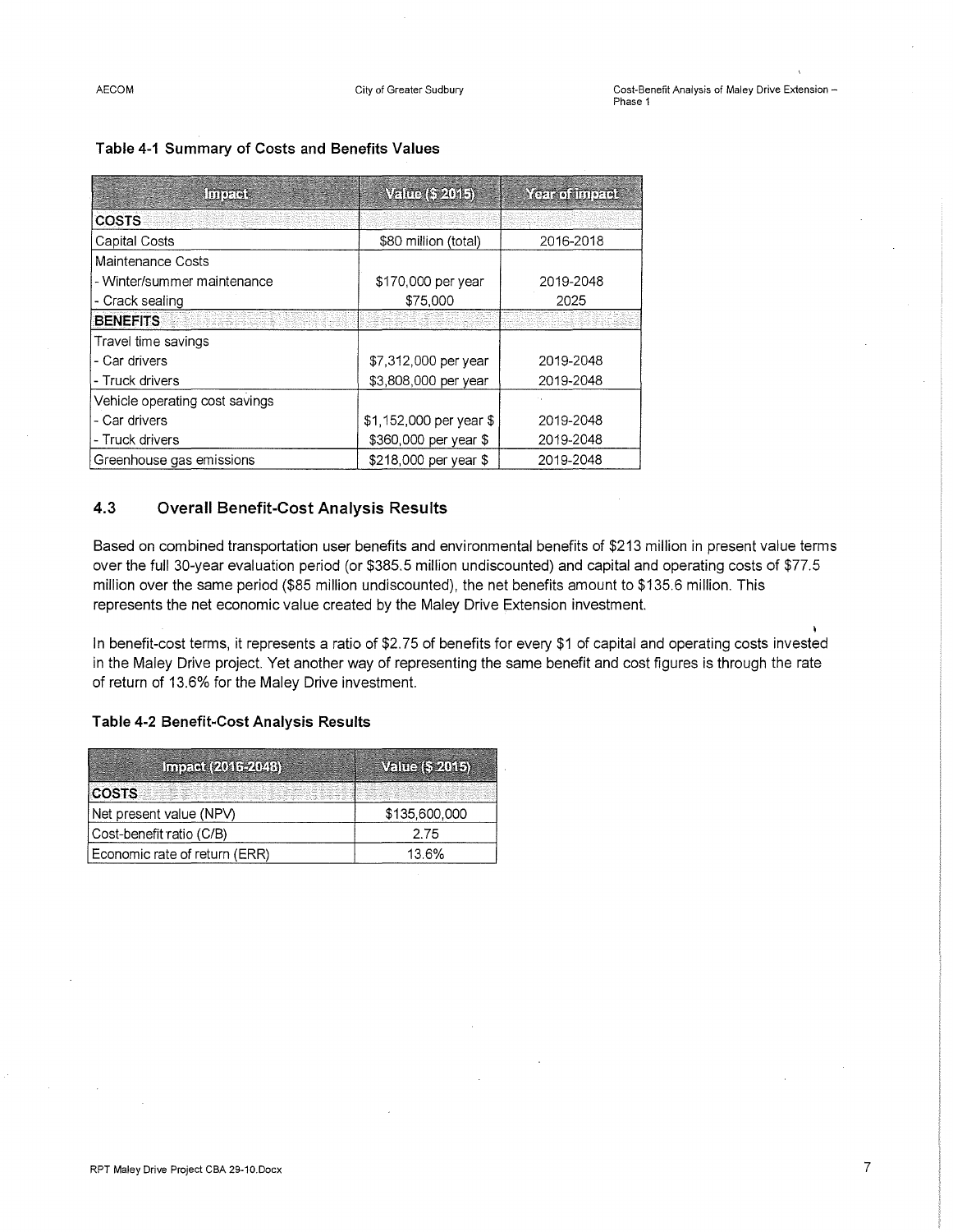**Table 4-1 Summary of Costs and Benefits Values**

| Impact | Value ($ 2015) | Year of impact |
|---|---|---|
| **COSTS** | | |
| Capital Costs | $80 million (total) | 2016-2018 |
| Maintenance Costs | | |
| - Winter/summer maintenance | $170,000 per year | 2019-2048 |
| - Crack sealing | $75,000 | 2025 |
| **BENEFITS** | | |
| Travel time savings | | |
| - Car drivers | $7,312,000 per year | 2019-2048 |
| - Truck drivers | $3,808,000 per year | 2019-2048 |
| Vehicle operating cost savings | | |
| - Car drivers | $1,152,000 per year $ | 2019-2048 |
| - Truck drivers | $360,000 per year $ | 2019-2048 |
| Greenhouse gas emissions | $218,000 per year $ | 2019-2048 |

## 4.3 Overall Benefit-Cost Analysis Results

Based on combined transportation user benefits and environmental benefits of $213 million in present value terms over the full 30-year evaluation period (or $385.5 million undiscounted) and capital and operating costs of $77.5 million over the same period ($85 million undiscounted), the net benefits amount to $135.6 million. This represents the net economic value created by the Maley Drive Extension investment.

In benefit-cost terms, it represents a ratio of $2.75 of benefits for every $1 of capital and operating costs invested in the Maley Drive project. Yet another way of representing the same benefit and cost figures is through the rate of return of 13.6% for the Maley Drive investment.

**Table 4-2 Benefit-Cost Analysis Results**

| Impact (2016-2048) | Value ($ 2015) |
|---|---|
| **COSTS** | |
| Net present value (NPV) | $135,600,000 |
| Cost-benefit ratio (C/B) | 2.75 |
| Economic rate of return (ERR) | 13.6% |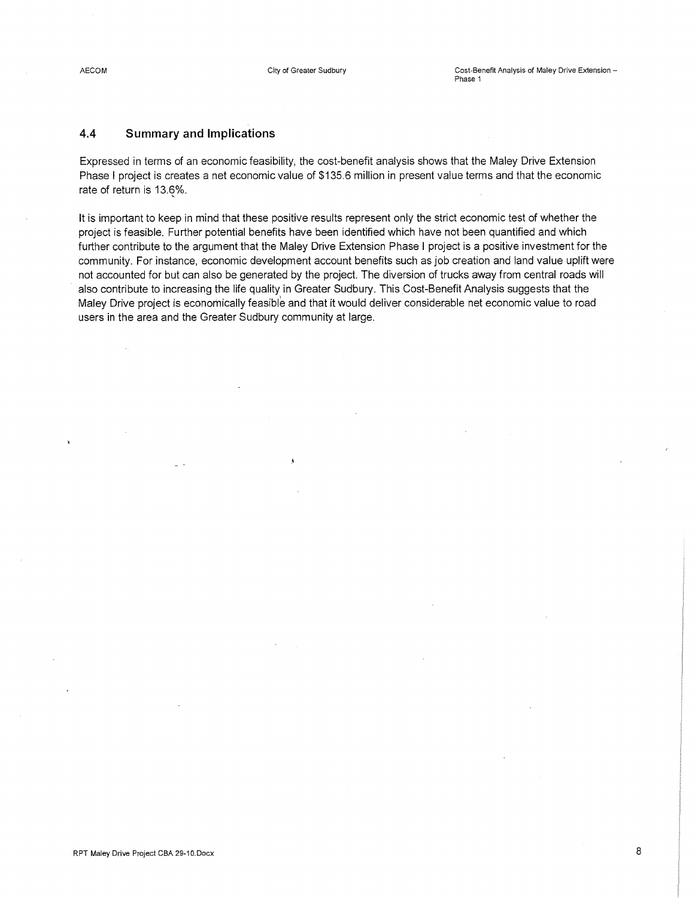## 4.4 Summary and Implications

Expressed in terms of an economic feasibility, the cost-benefit analysis shows that the Maley Drive Extension Phase I project is creates a net economic value of $135.6 million in present value terms and that the economic rate of return is 13.6%.

It is important to keep in mind that these positive results represent only the strict economic test of whether the project is feasible. Further potential benefits have been identified which have not been quantified and which further contribute to the argument that the Maley Drive Extension Phase I project is a positive investment for the community. For instance, economic development account benefits such as job creation and land value uplift were not accounted for but can also be generated by the project. The diversion of trucks away from central roads will also contribute to increasing the life quality in Greater Sudbury. This Cost-Benefit Analysis suggests that the Maley Drive project is economically feasible and that it would deliver considerable net economic value to road users in the area and the Greater Sudbury community at large.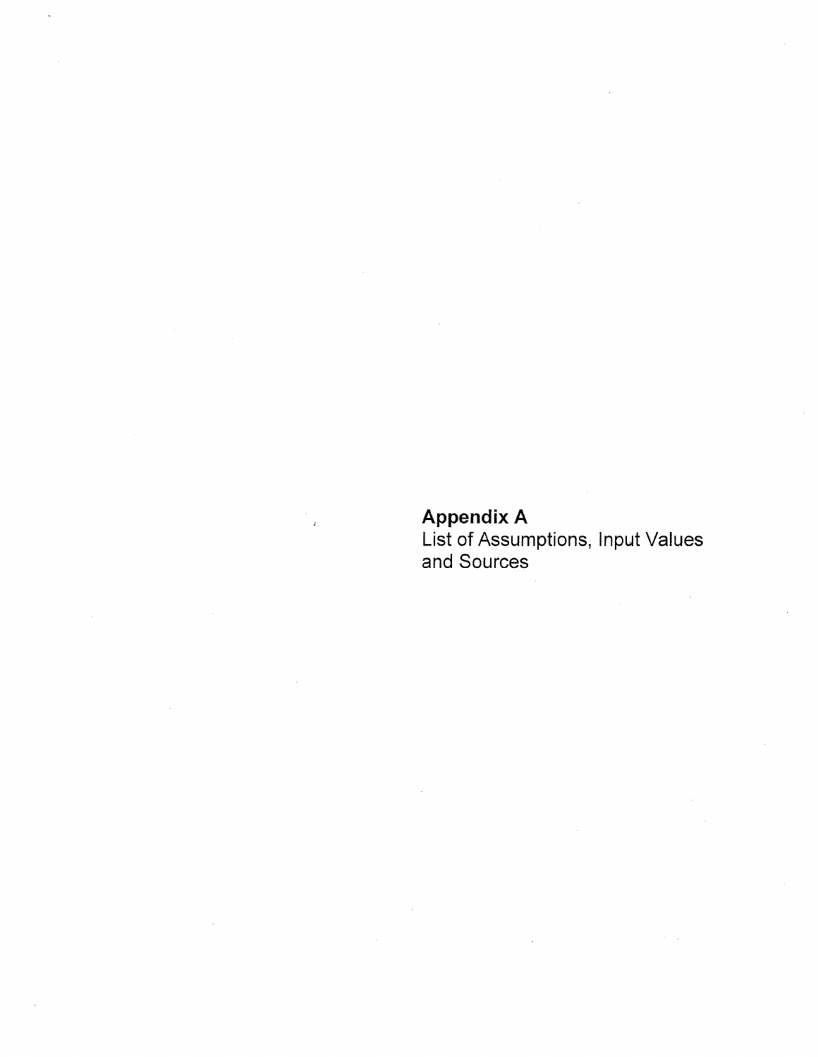# Appendix A

List of Assumptions, Input Values and Sources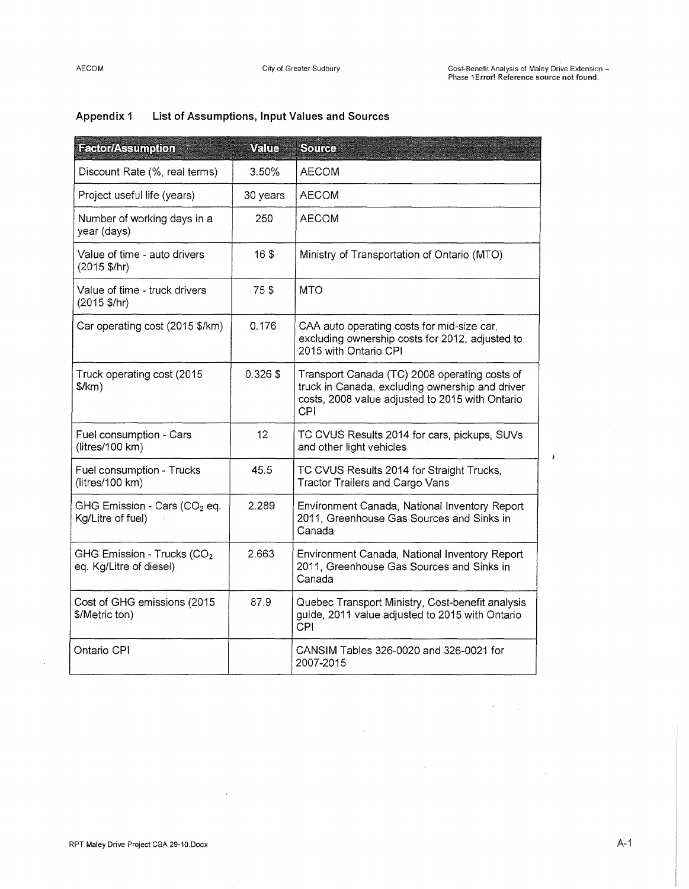## Appendix 1 List of Assumptions, Input Values and Sources

| Factor/Assumption | Value | Source |
| --- | --- | --- |
| Discount Rate (%, real terms) | 3.50% | AECOM |
| Project useful life (years) | 30 years | AECOM |
| Number of working days in a year (days) | 250 | AECOM |
| Value of time - auto drivers (2015 $/hr) | 16 $ | Ministry of Transportation of Ontario (MTO) |
| Value of time - truck drivers (2015 $/hr) | 75 $ | MTO |
| Car operating cost (2015 $/km) | 0.176 | CAA auto operating costs for mid-size car, excluding ownership costs for 2012, adjusted to 2015 with Ontario CPI |
| Truck operating cost (2015 $/km) | 0.326 $ | Transport Canada (TC) 2008 operating costs of truck in Canada, excluding ownership and driver costs, 2008 value adjusted to 2015 with Ontario CPI |
| Fuel consumption - Cars (litres/100 km) | 12 | TC CVUS Results 2014 for cars, pickups, SUVs and other light vehicles |
| Fuel consumption - Trucks (litres/100 km) | 45.5 | TC CVUS Results 2014 for Straight Trucks, Tractor Trailers and Cargo Vans |
| GHG Emission - Cars ($CO_2$ eq. Kg/Litre of fuel) | 2.289 | Environment Canada, National Inventory Report 2011, Greenhouse Gas Sources and Sinks in Canada |
| GHG Emission - Trucks ($CO_2$ eq. Kg/Litre of diesel) | 2.663 | Environment Canada, National Inventory Report 2011, Greenhouse Gas Sources and Sinks in Canada |
| Cost of GHG emissions (2015 $/Metric ton) | 87.9 | Quebec Transport Ministry, Cost-benefit analysis guide, 2011 value adjusted to 2015 with Ontario CPI |
| Ontario CPI | | CANSIM Tables 326-0020 and 326-0021 for 2007-2015 |